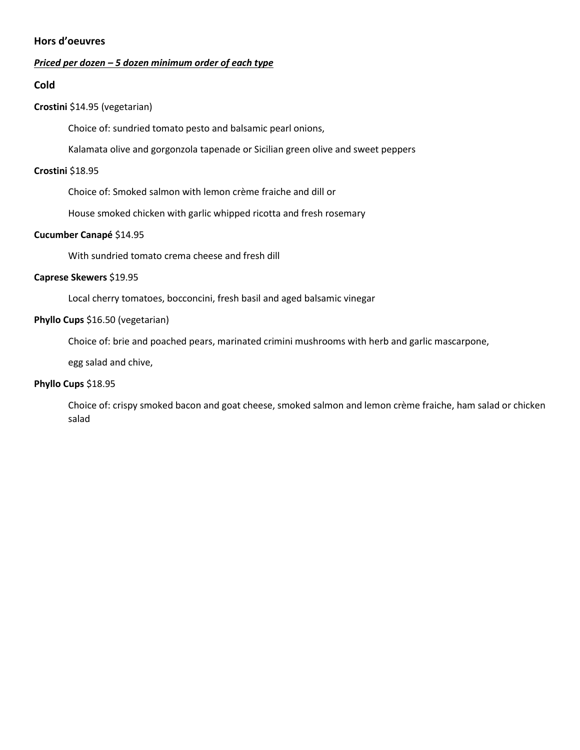## Hors d'oeuvres

***Priced per dozen – 5 dozen minimum order of each type***

### Cold

**Crostini** $14.95 (vegetarian)

Choice of: sundried tomato pesto and balsamic pearl onions,

Kalamata olive and gorgonzola tapenade or Sicilian green olive and sweet peppers

**Crostini** $18.95

Choice of: Smoked salmon with lemon crème fraiche and dill or

House smoked chicken with garlic whipped ricotta and fresh rosemary

**Cucumber Canapé** $14.95

With sundried tomato crema cheese and fresh dill

**Caprese Skewers** $19.95

Local cherry tomatoes, bocconcini, fresh basil and aged balsamic vinegar

**Phyllo Cups** $16.50 (vegetarian)

Choice of: brie and poached pears, marinated crimini mushrooms with herb and garlic mascarpone,

egg salad and chive,

**Phyllo Cups** $18.95

Choice of: crispy smoked bacon and goat cheese, smoked salmon and lemon crème fraiche, ham salad or chicken salad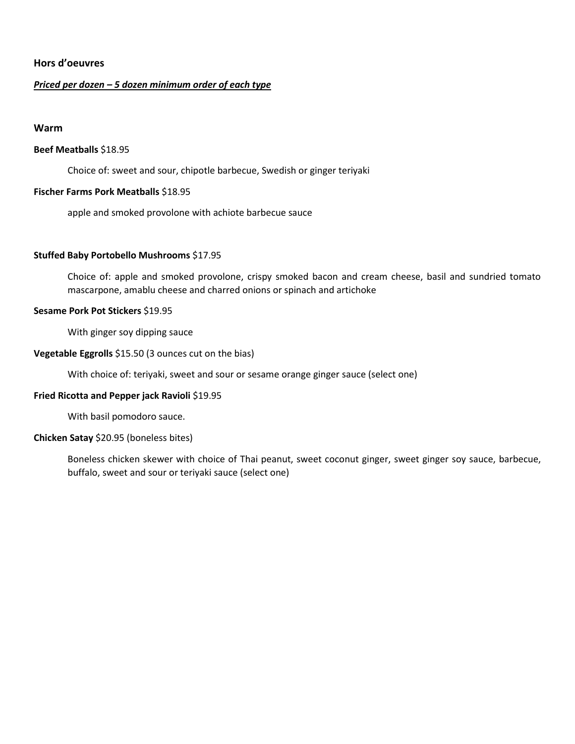## Hors d'oeuvres

***Priced per dozen – 5 dozen minimum order of each type***

### Warm

**Beef Meatballs** $18.95

Choice of: sweet and sour, chipotle barbecue, Swedish or ginger teriyaki

**Fischer Farms Pork Meatballs** $18.95

apple and smoked provolone with achiote barbecue sauce

**Stuffed Baby Portobello Mushrooms** $17.95

Choice of: apple and smoked provolone, crispy smoked bacon and cream cheese, basil and sundried tomato mascarpone, amablu cheese and charred onions or spinach and artichoke

**Sesame Pork Pot Stickers** $19.95

With ginger soy dipping sauce

**Vegetable Eggrolls** $15.50 (3 ounces cut on the bias)

With choice of: teriyaki, sweet and sour or sesame orange ginger sauce (select one)

**Fried Ricotta and Pepper jack Ravioli** $19.95

With basil pomodoro sauce.

**Chicken Satay** $20.95 (boneless bites)

Boneless chicken skewer with choice of Thai peanut, sweet coconut ginger, sweet ginger soy sauce, barbecue, buffalo, sweet and sour or teriyaki sauce (select one)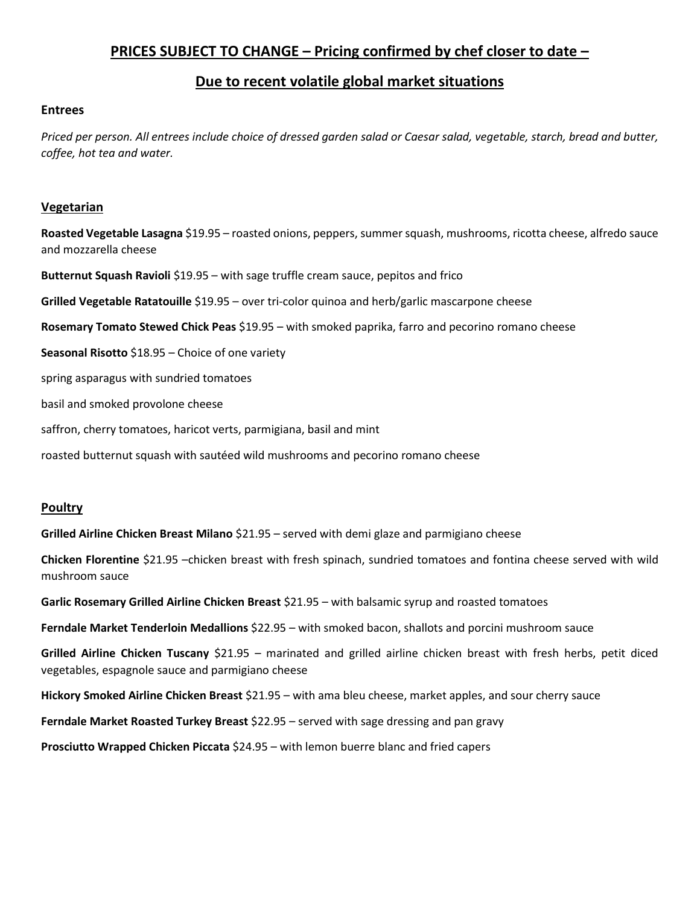## PRICES SUBJECT TO CHANGE – Pricing confirmed by chef closer to date –

## Due to recent volatile global market situations

### Entrees

*Priced per person. All entrees include choice of dressed garden salad or Caesar salad, vegetable, starch, bread and butter, coffee, hot tea and water.*

### Vegetarian

**Roasted Vegetable Lasagna** $19.95 – roasted onions, peppers, summer squash, mushrooms, ricotta cheese, alfredo sauce and mozzarella cheese

**Butternut Squash Ravioli** $19.95 – with sage truffle cream sauce, pepitos and frico

**Grilled Vegetable Ratatouille** $19.95 – over tri-color quinoa and herb/garlic mascarpone cheese

**Rosemary Tomato Stewed Chick Peas** $19.95 – with smoked paprika, farro and pecorino romano cheese

**Seasonal Risotto** $18.95 – Choice of one variety

spring asparagus with sundried tomatoes

basil and smoked provolone cheese

saffron, cherry tomatoes, haricot verts, parmigiana, basil and mint

roasted butternut squash with sautéed wild mushrooms and pecorino romano cheese

### Poultry

**Grilled Airline Chicken Breast Milano** $21.95 – served with demi glaze and parmigiano cheese

**Chicken Florentine** $21.95 –chicken breast with fresh spinach, sundried tomatoes and fontina cheese served with wild mushroom sauce

**Garlic Rosemary Grilled Airline Chicken Breast** $21.95 – with balsamic syrup and roasted tomatoes

**Ferndale Market Tenderloin Medallions** $22.95 – with smoked bacon, shallots and porcini mushroom sauce

**Grilled Airline Chicken Tuscany** $21.95 – marinated and grilled airline chicken breast with fresh herbs, petit diced vegetables, espagnole sauce and parmigiano cheese

**Hickory Smoked Airline Chicken Breast** $21.95 – with ama bleu cheese, market apples, and sour cherry sauce

**Ferndale Market Roasted Turkey Breast** $22.95 – served with sage dressing and pan gravy

**Prosciutto Wrapped Chicken Piccata** $24.95 – with lemon buerre blanc and fried capers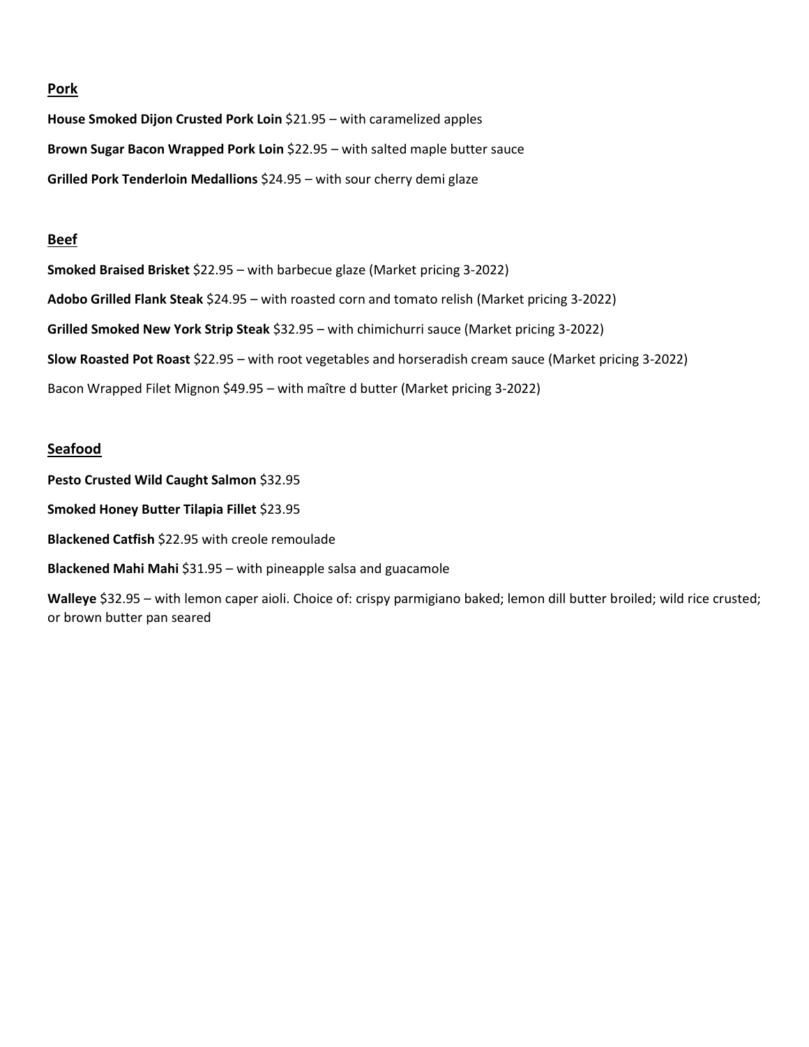## Pork

**House Smoked Dijon Crusted Pork Loin** $21.95 – with caramelized apples

**Brown Sugar Bacon Wrapped Pork Loin** $22.95 – with salted maple butter sauce

**Grilled Pork Tenderloin Medallions** $24.95 – with sour cherry demi glaze

## Beef

**Smoked Braised Brisket** $22.95 – with barbecue glaze (Market pricing 3-2022)

**Adobo Grilled Flank Steak** $24.95 – with roasted corn and tomato relish (Market pricing 3-2022)

**Grilled Smoked New York Strip Steak** $32.95 – with chimichurri sauce (Market pricing 3-2022)

**Slow Roasted Pot Roast** $22.95 – with root vegetables and horseradish cream sauce (Market pricing 3-2022)

Bacon Wrapped Filet Mignon $49.95 – with maître d butter (Market pricing 3-2022)

## Seafood

**Pesto Crusted Wild Caught Salmon** $32.95

**Smoked Honey Butter Tilapia Fillet** $23.95

**Blackened Catfish** $22.95 with creole remoulade

**Blackened Mahi Mahi** $31.95 – with pineapple salsa and guacamole

**Walleye** $32.95 – with lemon caper aioli. Choice of: crispy parmigiano baked; lemon dill butter broiled; wild rice crusted; or brown butter pan seared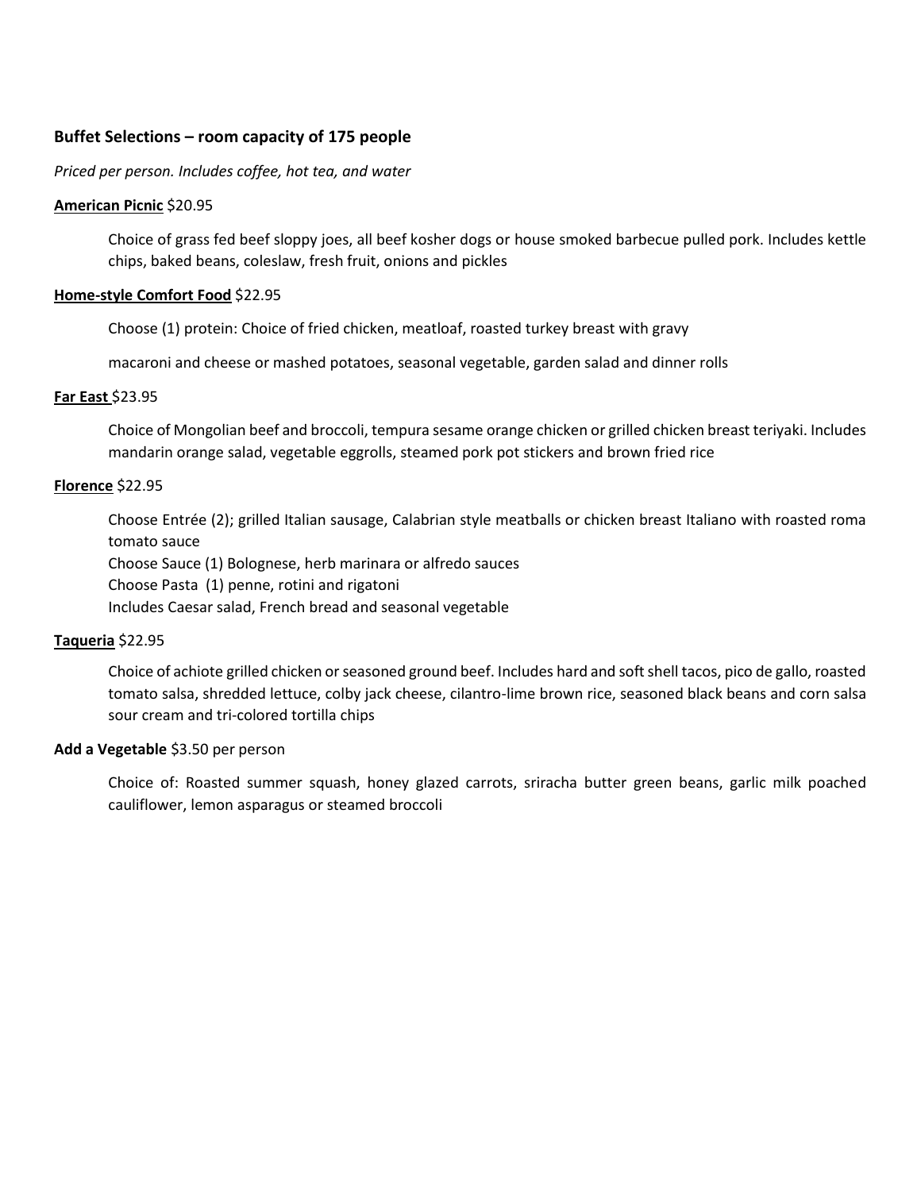## Buffet Selections – room capacity of 175 people

*Priced per person. Includes coffee, hot tea, and water*

**American Picnic** $20.95

Choice of grass fed beef sloppy joes, all beef kosher dogs or house smoked barbecue pulled pork. Includes kettle chips, baked beans, coleslaw, fresh fruit, onions and pickles

**Home-style Comfort Food** $22.95

Choose (1) protein: Choice of fried chicken, meatloaf, roasted turkey breast with gravy

macaroni and cheese or mashed potatoes, seasonal vegetable, garden salad and dinner rolls

**Far East** $23.95

Choice of Mongolian beef and broccoli, tempura sesame orange chicken or grilled chicken breast teriyaki. Includes mandarin orange salad, vegetable eggrolls, steamed pork pot stickers and brown fried rice

**Florence** $22.95

Choose Entrée (2); grilled Italian sausage, Calabrian style meatballs or chicken breast Italiano with roasted roma tomato sauce
Choose Sauce (1) Bolognese, herb marinara or alfredo sauces
Choose Pasta (1) penne, rotini and rigatoni
Includes Caesar salad, French bread and seasonal vegetable

**Taqueria** $22.95

Choice of achiote grilled chicken or seasoned ground beef. Includes hard and soft shell tacos, pico de gallo, roasted tomato salsa, shredded lettuce, colby jack cheese, cilantro-lime brown rice, seasoned black beans and corn salsa sour cream and tri-colored tortilla chips

**Add a Vegetable** $3.50 per person

Choice of: Roasted summer squash, honey glazed carrots, sriracha butter green beans, garlic milk poached cauliflower, lemon asparagus or steamed broccoli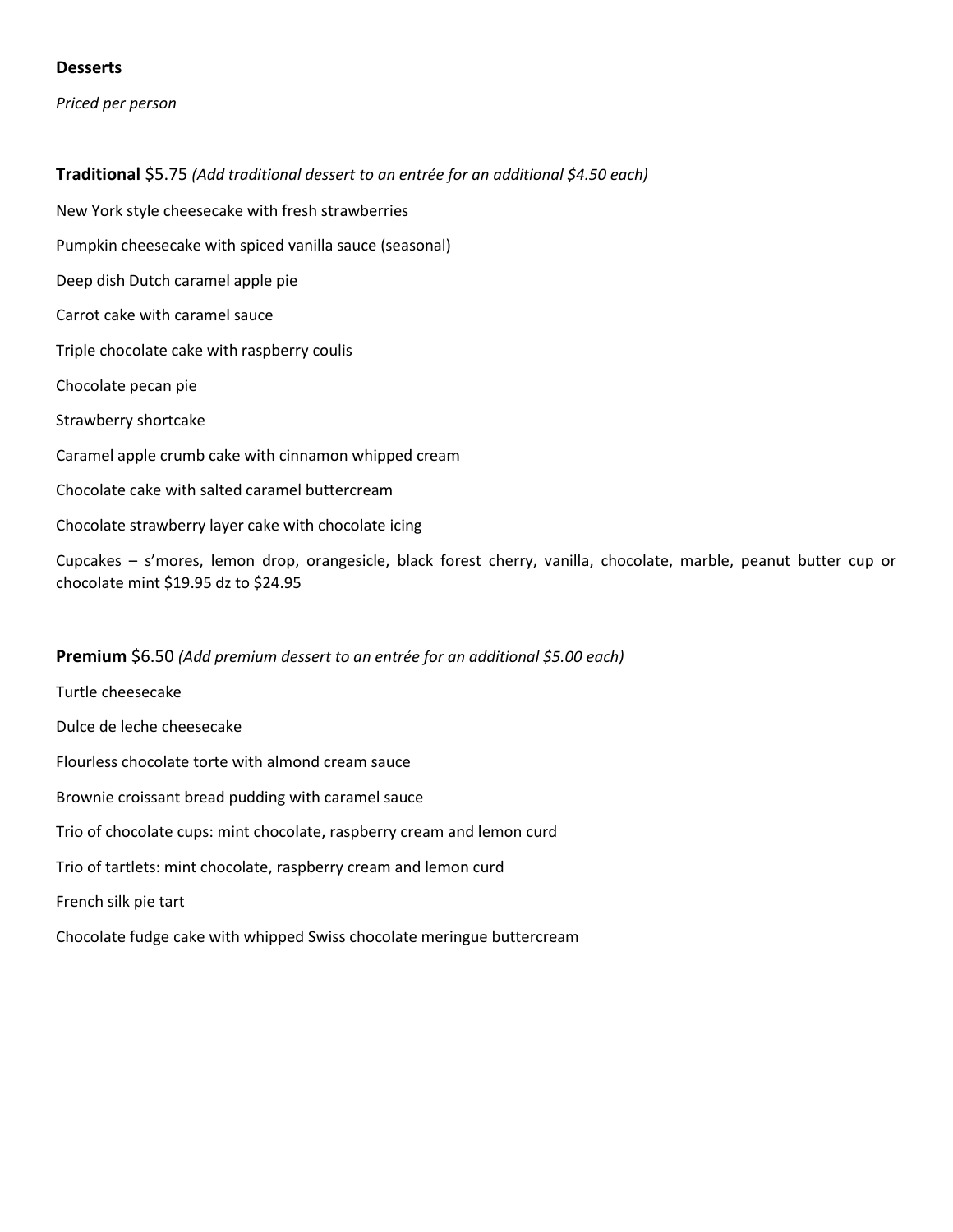## Desserts

*Priced per person*

**Traditional** $5.75 *(Add traditional dessert to an entrée for an additional $4.50 each)*

New York style cheesecake with fresh strawberries

Pumpkin cheesecake with spiced vanilla sauce (seasonal)

Deep dish Dutch caramel apple pie

Carrot cake with caramel sauce

Triple chocolate cake with raspberry coulis

Chocolate pecan pie

Strawberry shortcake

Caramel apple crumb cake with cinnamon whipped cream

Chocolate cake with salted caramel buttercream

Chocolate strawberry layer cake with chocolate icing

Cupcakes – s'mores, lemon drop, orangesicle, black forest cherry, vanilla, chocolate, marble, peanut butter cup or chocolate mint $19.95 dz to $24.95

**Premium** $6.50 *(Add premium dessert to an entrée for an additional $5.00 each)*

Turtle cheesecake

Dulce de leche cheesecake

Flourless chocolate torte with almond cream sauce

Brownie croissant bread pudding with caramel sauce

Trio of chocolate cups: mint chocolate, raspberry cream and lemon curd

Trio of tartlets: mint chocolate, raspberry cream and lemon curd

French silk pie tart

Chocolate fudge cake with whipped Swiss chocolate meringue buttercream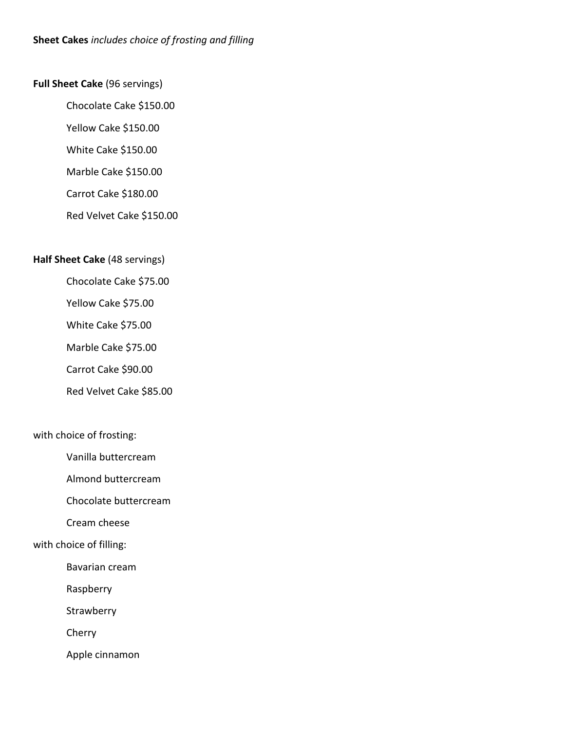**Sheet Cakes** *includes choice of frosting and filling*

**Full Sheet Cake** (96 servings)

- Chocolate Cake $150.00
- Yellow Cake $150.00
- White Cake $150.00
- Marble Cake $150.00
- Carrot Cake $180.00
- Red Velvet Cake $150.00

**Half Sheet Cake** (48 servings)

- Chocolate Cake $75.00
- Yellow Cake $75.00
- White Cake $75.00
- Marble Cake $75.00
- Carrot Cake $90.00
- Red Velvet Cake $85.00

with choice of frosting:

- Vanilla buttercream
- Almond buttercream
- Chocolate buttercream
- Cream cheese

with choice of filling:

- Bavarian cream
- Raspberry
- Strawberry
- Cherry
- Apple cinnamon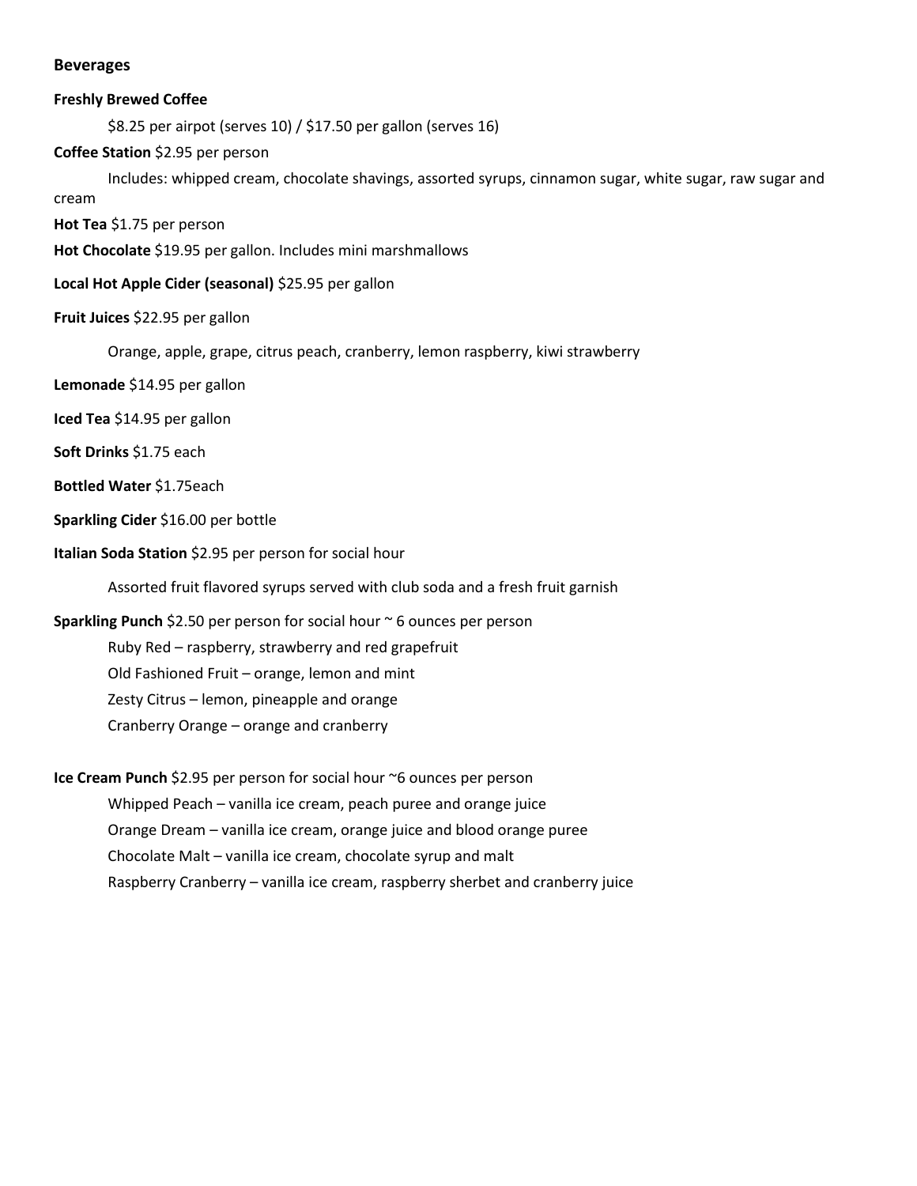### Beverages

**Freshly Brewed Coffee**

$8.25 per airpot (serves 10) / $17.50 per gallon (serves 16)

**Coffee Station** $2.95 per person

Includes: whipped cream, chocolate shavings, assorted syrups, cinnamon sugar, white sugar, raw sugar and cream

**Hot Tea** $1.75 per person

**Hot Chocolate** $19.95 per gallon. Includes mini marshmallows

**Local Hot Apple Cider (seasonal)** $25.95 per gallon

**Fruit Juices** $22.95 per gallon

Orange, apple, grape, citrus peach, cranberry, lemon raspberry, kiwi strawberry

**Lemonade** $14.95 per gallon

**Iced Tea** $14.95 per gallon

**Soft Drinks** $1.75 each

**Bottled Water** $1.75each

**Sparkling Cider** $16.00 per bottle

**Italian Soda Station** $2.95 per person for social hour

Assorted fruit flavored syrups served with club soda and a fresh fruit garnish

**Sparkling Punch** $2.50 per person for social hour ~ 6 ounces per person

Ruby Red – raspberry, strawberry and red grapefruit

Old Fashioned Fruit – orange, lemon and mint

Zesty Citrus – lemon, pineapple and orange

Cranberry Orange – orange and cranberry

**Ice Cream Punch** $2.95 per person for social hour ~6 ounces per person

Whipped Peach – vanilla ice cream, peach puree and orange juice

Orange Dream – vanilla ice cream, orange juice and blood orange puree

Chocolate Malt – vanilla ice cream, chocolate syrup and malt

Raspberry Cranberry – vanilla ice cream, raspberry sherbet and cranberry juice